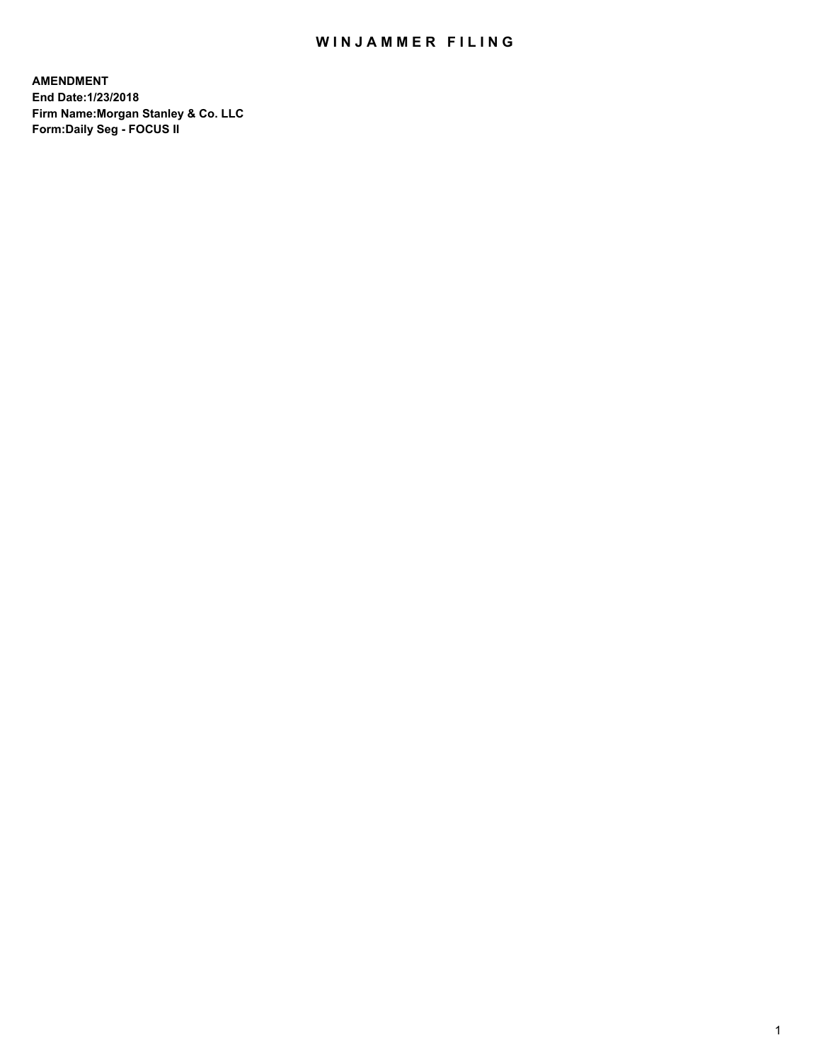# WINJAMMER FILING

**AMENDMENT**
**End Date:1/23/2018**
**Firm Name:Morgan Stanley & Co. LLC**
**Form:Daily Seg - FOCUS II**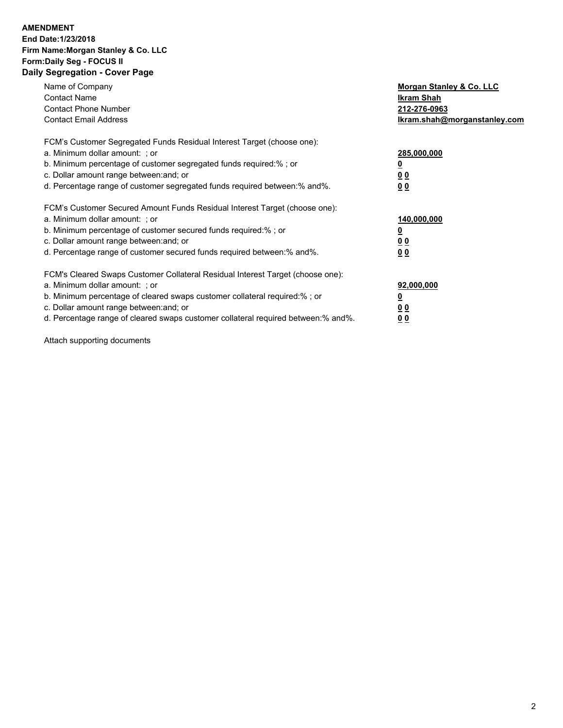**AMENDMENT**
**End Date:1/23/2018**
**Firm Name:Morgan Stanley & Co. LLC**
**Form:Daily Seg - FOCUS II**
## Daily Segregation - Cover Page

| | |
|---|---|
| Name of Company | **Morgan Stanley & Co. LLC** |
| Contact Name | **Ikram Shah** |
| Contact Phone Number | **212-276-0963** |
| Contact Email Address | **Ikram.shah@morganstanley.com** |

| | |
|---|---|
| FCM's Customer Segregated Funds Residual Interest Target (choose one): | |
| a. Minimum dollar amount: ; or | **285,000,000** |
| b. Minimum percentage of customer segregated funds required:% ; or | **0** |
| c. Dollar amount range between:and; or | **0 0** |
| d. Percentage range of customer segregated funds required between:% and%. | **0 0** |

| | |
|---|---|
| FCM's Customer Secured Amount Funds Residual Interest Target (choose one): | |
| a. Minimum dollar amount: ; or | **140,000,000** |
| b. Minimum percentage of customer secured funds required:% ; or | **0** |
| c. Dollar amount range between:and; or | **0 0** |
| d. Percentage range of customer secured funds required between:% and%. | **0 0** |

| | |
|---|---|
| FCM's Cleared Swaps Customer Collateral Residual Interest Target (choose one): | |
| a. Minimum dollar amount: ; or | **92,000,000** |
| b. Minimum percentage of cleared swaps customer collateral required:% ; or | **0** |
| c. Dollar amount range between:and; or | **0 0** |
| d. Percentage range of cleared swaps customer collateral required between:% and%. | **0 0** |

Attach supporting documents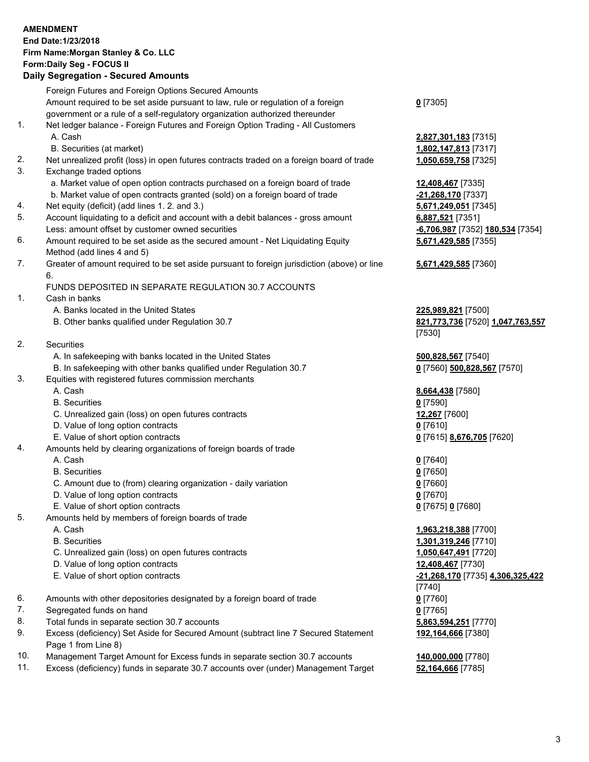**AMENDMENT**
**End Date:1/23/2018**
**Firm Name:Morgan Stanley & Co. LLC**
**Form:Daily Seg - FOCUS II**
**Daily Segregation - Secured Amounts**

| | | |
|---|---|---|
| | Foreign Futures and Foreign Options Secured Amounts | |
| | Amount required to be set aside pursuant to law, rule or regulation of a foreign government or a rule of a self-regulatory organization authorized thereunder | **0** [7305] |
| 1. | Net ledger balance - Foreign Futures and Foreign Option Trading - All Customers | |
| | A. Cash | **2,827,301,183** [7315] |
| | B. Securities (at market) | **1,802,147,813** [7317] |
| 2. | Net unrealized profit (loss) in open futures contracts traded on a foreign board of trade | **1,050,659,758** [7325] |
| 3. | Exchange traded options | |
| | a. Market value of open option contracts purchased on a foreign board of trade | **12,408,467** [7335] |
| | b. Market value of open contracts granted (sold) on a foreign board of trade | **-21,268,170** [7337] |
| 4. | Net equity (deficit) (add lines 1. 2. and 3.) | **5,671,249,051** [7345] |
| 5. | Account liquidating to a deficit and account with a debit balances - gross amount | **6,887,521** [7351] |
| | Less: amount offset by customer owned securities | **-6,706,987** [7352] **180,534** [7354] |
| 6. | Amount required to be set aside as the secured amount - Net Liquidating Equity Method (add lines 4 and 5) | **5,671,429,585** [7355] |
| 7. | Greater of amount required to be set aside pursuant to foreign jurisdiction (above) or line 6. | **5,671,429,585** [7360] |
| | FUNDS DEPOSITED IN SEPARATE REGULATION 30.7 ACCOUNTS | |
| 1. | Cash in banks | |
| | A. Banks located in the United States | **225,989,821** [7500] |
| | B. Other banks qualified under Regulation 30.7 | **821,773,736** [7520] **1,047,763,557** [7530] |
| 2. | Securities | |
| | A. In safekeeping with banks located in the United States | **500,828,567** [7540] |
| | B. In safekeeping with other banks qualified under Regulation 30.7 | **0** [7560] **500,828,567** [7570] |
| 3. | Equities with registered futures commission merchants | |
| | A. Cash | **8,664,438** [7580] |
| | B. Securities | **0** [7590] |
| | C. Unrealized gain (loss) on open futures contracts | **12,267** [7600] |
| | D. Value of long option contracts | **0** [7610] |
| | E. Value of short option contracts | **0** [7615] **8,676,705** [7620] |
| 4. | Amounts held by clearing organizations of foreign boards of trade | |
| | A. Cash | **0** [7640] |
| | B. Securities | **0** [7650] |
| | C. Amount due to (from) clearing organization - daily variation | **0** [7660] |
| | D. Value of long option contracts | **0** [7670] |
| | E. Value of short option contracts | **0** [7675] **0** [7680] |
| 5. | Amounts held by members of foreign boards of trade | |
| | A. Cash | **1,963,218,388** [7700] |
| | B. Securities | **1,301,319,246** [7710] |
| | C. Unrealized gain (loss) on open futures contracts | **1,050,647,491** [7720] |
| | D. Value of long option contracts | **12,408,467** [7730] |
| | E. Value of short option contracts | **-21,268,170** [7735] **4,306,325,422** [7740] |
| 6. | Amounts with other depositories designated by a foreign board of trade | **0** [7760] |
| 7. | Segregated funds on hand | **0** [7765] |
| 8. | Total funds in separate section 30.7 accounts | **5,863,594,251** [7770] |
| 9. | Excess (deficiency) Set Aside for Secured Amount (subtract line 7 Secured Statement Page 1 from Line 8) | **192,164,666** [7380] |
| 10. | Management Target Amount for Excess funds in separate section 30.7 accounts | **140,000,000** [7780] |
| 11. | Excess (deficiency) funds in separate 30.7 accounts over (under) Management Target | **52,164,666** [7785] |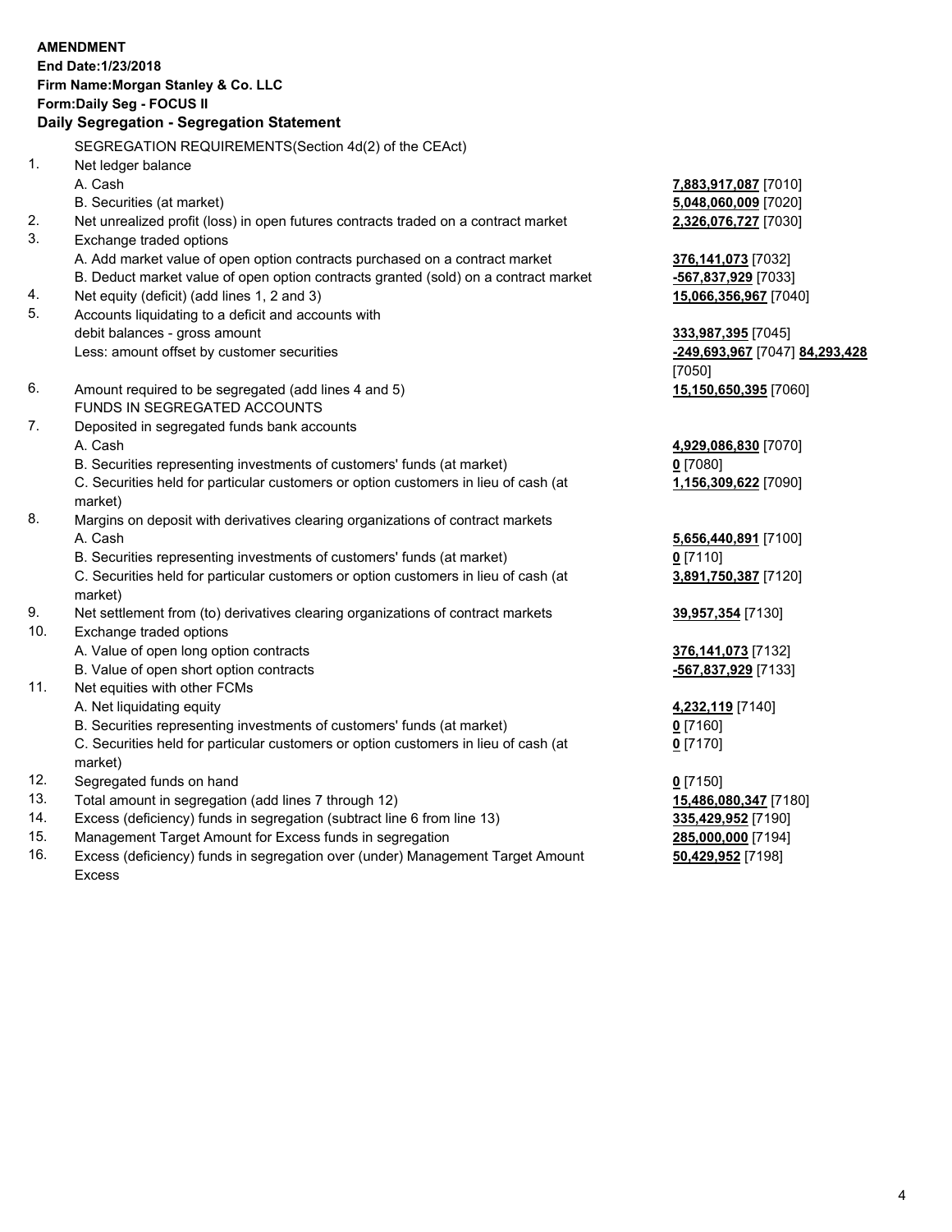**AMENDMENT**
**End Date:1/23/2018**
**Firm Name:Morgan Stanley & Co. LLC**
**Form:Daily Seg - FOCUS II**
**Daily Segregation - Segregation Statement**

SEGREGATION REQUIREMENTS(Section 4d(2) of the CEAct)

| | | |
|---|---|---|
| 1. | Net ledger balance | |
| | A. Cash | **7,883,917,087** [7010] |
| | B. Securities (at market) | **5,048,060,009** [7020] |
| 2. | Net unrealized profit (loss) in open futures contracts traded on a contract market | **2,326,076,727** [7030] |
| 3. | Exchange traded options | |
| | A. Add market value of open option contracts purchased on a contract market | **376,141,073** [7032] |
| | B. Deduct market value of open option contracts granted (sold) on a contract market | **-567,837,929** [7033] |
| 4. | Net equity (deficit) (add lines 1, 2 and 3) | **15,066,356,967** [7040] |
| 5. | Accounts liquidating to a deficit and accounts with | |
| | debit balances - gross amount | **333,987,395** [7045] |
| | Less: amount offset by customer securities | **-249,693,967** [7047] **84,293,428** [7050] |
| 6. | Amount required to be segregated (add lines 4 and 5) | **15,150,650,395** [7060] |
| | FUNDS IN SEGREGATED ACCOUNTS | |
| 7. | Deposited in segregated funds bank accounts | |
| | A. Cash | **4,929,086,830** [7070] |
| | B. Securities representing investments of customers' funds (at market) | **0** [7080] |
| | C. Securities held for particular customers or option customers in lieu of cash (at market) | **1,156,309,622** [7090] |
| 8. | Margins on deposit with derivatives clearing organizations of contract markets | |
| | A. Cash | **5,656,440,891** [7100] |
| | B. Securities representing investments of customers' funds (at market) | **0** [7110] |
| | C. Securities held for particular customers or option customers in lieu of cash (at market) | **3,891,750,387** [7120] |
| 9. | Net settlement from (to) derivatives clearing organizations of contract markets | **39,957,354** [7130] |
| 10. | Exchange traded options | |
| | A. Value of open long option contracts | **376,141,073** [7132] |
| | B. Value of open short option contracts | **-567,837,929** [7133] |
| 11. | Net equities with other FCMs | |
| | A. Net liquidating equity | **4,232,119** [7140] |
| | B. Securities representing investments of customers' funds (at market) | **0** [7160] |
| | C. Securities held for particular customers or option customers in lieu of cash (at market) | **0** [7170] |
| 12. | Segregated funds on hand | **0** [7150] |
| 13. | Total amount in segregation (add lines 7 through 12) | **15,486,080,347** [7180] |
| 14. | Excess (deficiency) funds in segregation (subtract line 6 from line 13) | **335,429,952** [7190] |
| 15. | Management Target Amount for Excess funds in segregation | **285,000,000** [7194] |
| 16. | Excess (deficiency) funds in segregation over (under) Management Target Amount Excess | **50,429,952** [7198] |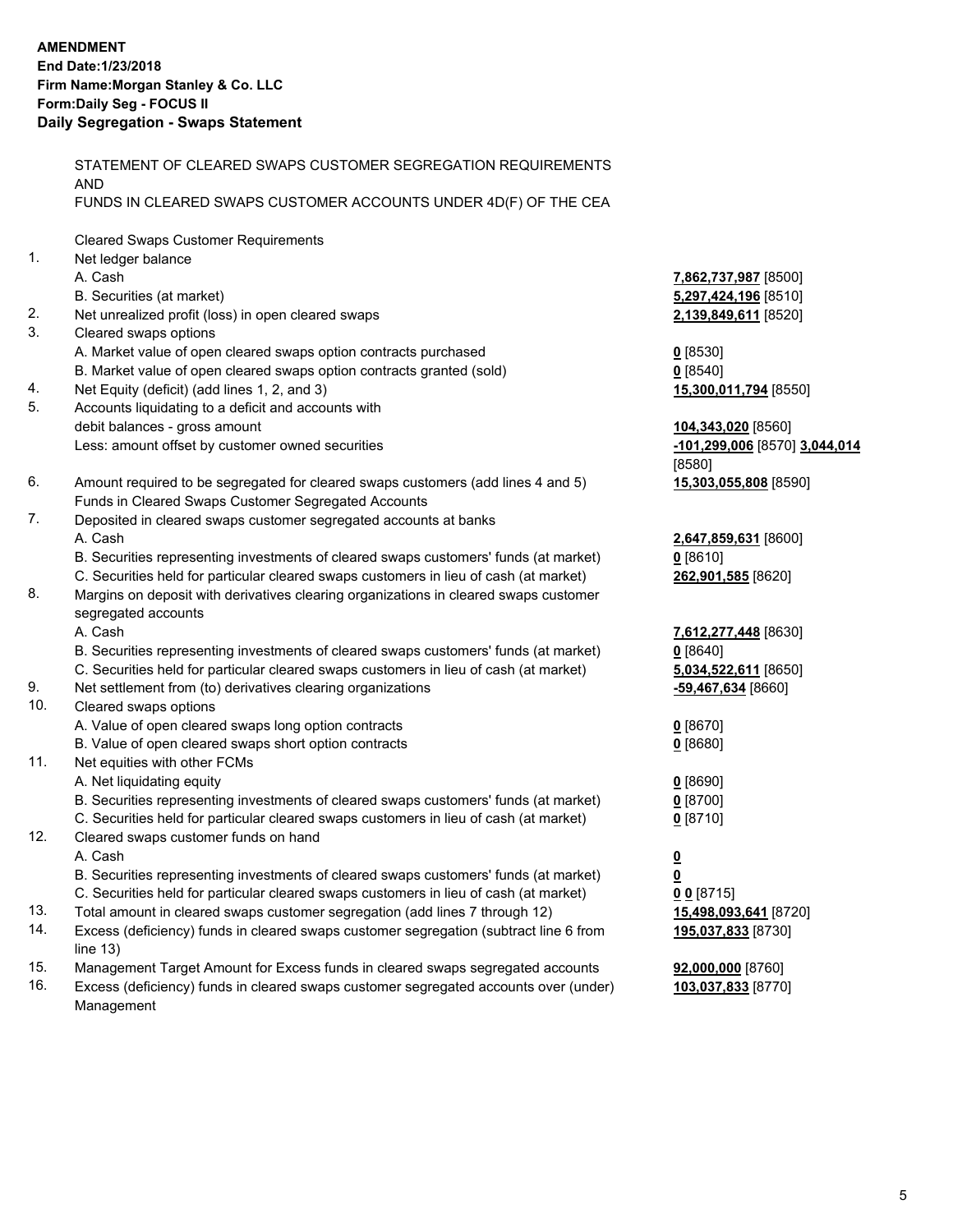**AMENDMENT**
**End Date:1/23/2018**
**Firm Name:Morgan Stanley & Co. LLC**
**Form:Daily Seg - FOCUS II**
**Daily Segregation - Swaps Statement**

STATEMENT OF CLEARED SWAPS CUSTOMER SEGREGATION REQUIREMENTS AND FUNDS IN CLEARED SWAPS CUSTOMER ACCOUNTS UNDER 4D(F) OF THE CEA

| | | |
|---|---|---|
| | Cleared Swaps Customer Requirements | |
| 1. | Net ledger balance | |
| | A. Cash | **7,862,737,987** [8500] |
| | B. Securities (at market) | **5,297,424,196** [8510] |
| 2. | Net unrealized profit (loss) in open cleared swaps | **2,139,849,611** [8520] |
| 3. | Cleared swaps options | |
| | A. Market value of open cleared swaps option contracts purchased | **0** [8530] |
| | B. Market value of open cleared swaps option contracts granted (sold) | **0** [8540] |
| 4. | Net Equity (deficit) (add lines 1, 2, and 3) | **15,300,011,794** [8550] |
| 5. | Accounts liquidating to a deficit and accounts with debit balances - gross amount | **104,343,020** [8560] |
| | Less: amount offset by customer owned securities | **-101,299,006** [8570] **3,044,014** [8580] |
| 6. | Amount required to be segregated for cleared swaps customers (add lines 4 and 5) | **15,303,055,808** [8590] |
| | Funds in Cleared Swaps Customer Segregated Accounts | |
| 7. | Deposited in cleared swaps customer segregated accounts at banks | |
| | A. Cash | **2,647,859,631** [8600] |
| | B. Securities representing investments of cleared swaps customers' funds (at market) | **0** [8610] |
| | C. Securities held for particular cleared swaps customers in lieu of cash (at market) | **262,901,585** [8620] |
| 8. | Margins on deposit with derivatives clearing organizations in cleared swaps customer segregated accounts | |
| | A. Cash | **7,612,277,448** [8630] |
| | B. Securities representing investments of cleared swaps customers' funds (at market) | **0** [8640] |
| | C. Securities held for particular cleared swaps customers in lieu of cash (at market) | **5,034,522,611** [8650] |
| 9. | Net settlement from (to) derivatives clearing organizations | **-59,467,634** [8660] |
| 10. | Cleared swaps options | |
| | A. Value of open cleared swaps long option contracts | **0** [8670] |
| | B. Value of open cleared swaps short option contracts | **0** [8680] |
| 11. | Net equities with other FCMs | |
| | A. Net liquidating equity | **0** [8690] |
| | B. Securities representing investments of cleared swaps customers' funds (at market) | **0** [8700] |
| | C. Securities held for particular cleared swaps customers in lieu of cash (at market) | **0** [8710] |
| 12. | Cleared swaps customer funds on hand | |
| | A. Cash | **0** |
| | B. Securities representing investments of cleared swaps customers' funds (at market) | **0** |
| | C. Securities held for particular cleared swaps customers in lieu of cash (at market) | **0** **0** [8715] |
| 13. | Total amount in cleared swaps customer segregation (add lines 7 through 12) | **15,498,093,641** [8720] |
| 14. | Excess (deficiency) funds in cleared swaps customer segregation (subtract line 6 from line 13) | **195,037,833** [8730] |
| 15. | Management Target Amount for Excess funds in cleared swaps segregated accounts | **92,000,000** [8760] |
| 16. | Excess (deficiency) funds in cleared swaps customer segregated accounts over (under) Management | **103,037,833** [8770] |